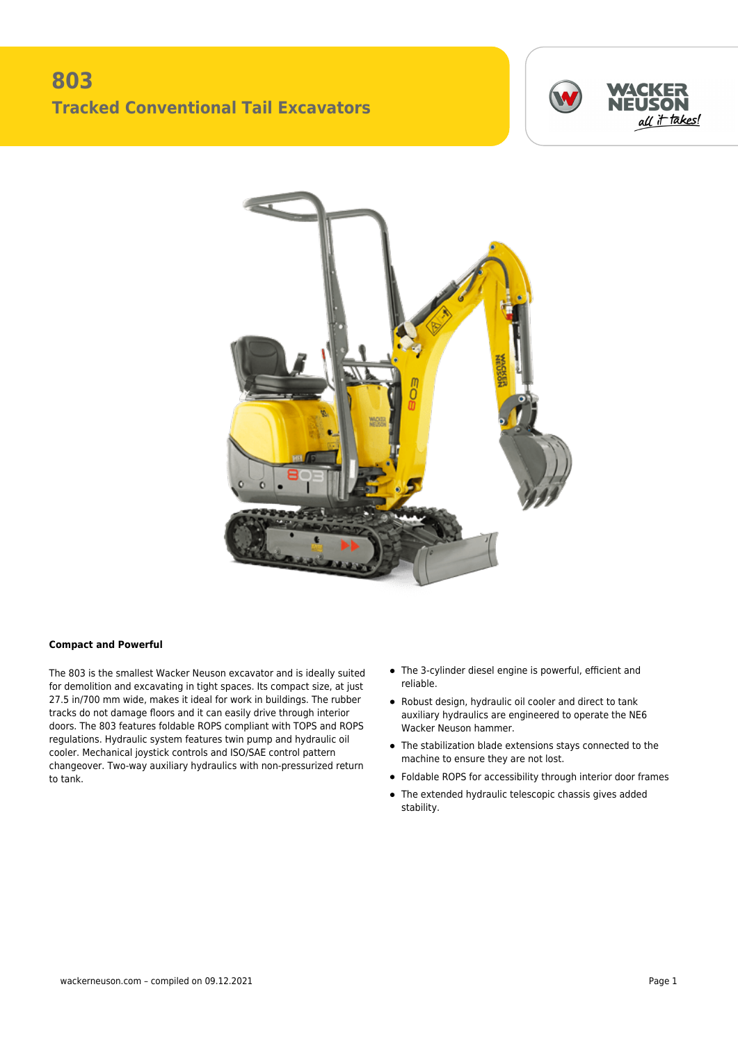# 803

## Tracked Conventional Tail Excavators

### Compact and Powerful

The 803 is the smallest Wacker Neuson excavator and is ideally suited for demolition and excavating in tight spaces. Its compact size, at just 27.5 in/700 mm wide, makes it ideal for work in buildings. The rubber tracks do not damage floors and it can easily drive through interior doors. The 803 features foldable ROPS compliant with TOPS and ROPS regulations. Hydraulic system features twin pump and hydraulic oil cooler. Mechanical joystick controls and ISO/SAE control pattern changeover. Two-way auxiliary hydraulics with non-pressurized return to tank.

- The 3-cylinder diesel engine is powerful, efficient and reliable.
- Robust design, hydraulic oil cooler and direct to tank auxiliary hydraulics are engineered to operate the NE6 Wacker Neuson hammer.
- The stabilization blade extensions stays connected to the machine to ensure they are not lost.
- Foldable ROPS for accessibility through interior door frames
- The extended hydraulic telescopic chassis gives added stability.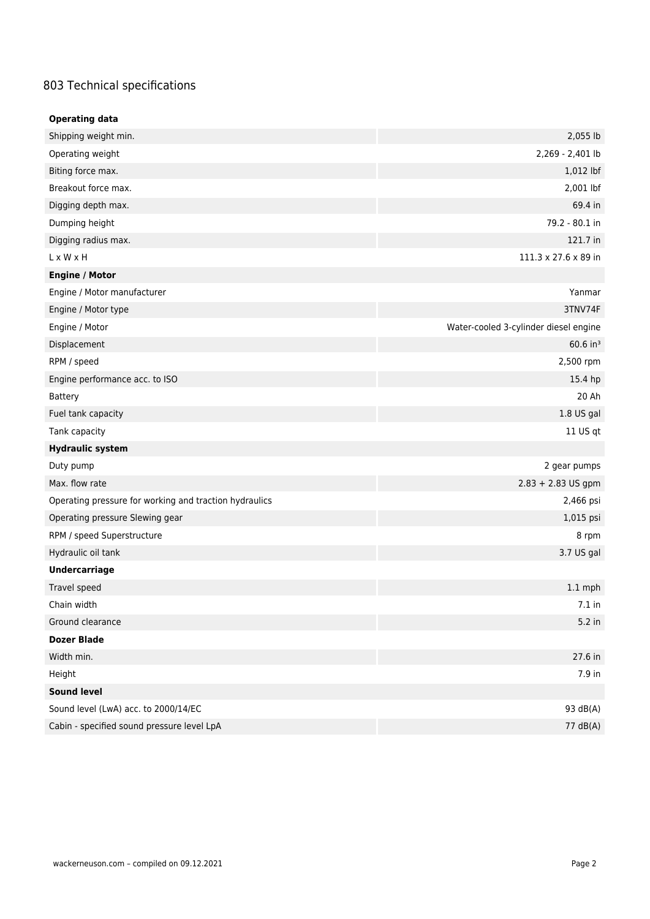# 803 Technical specifications

| **Operating data** | |
|---|---|
| Shipping weight min. | 2,055 lb |
| Operating weight | 2,269 - 2,401 lb |
| Biting force max. | 1,012 lbf |
| Breakout force max. | 2,001 lbf |
| Digging depth max. | 69.4 in |
| Dumping height | 79.2 - 80.1 in |
| Digging radius max. | 121.7 in |
| L x W x H | 111.3 x 27.6 x 89 in |
| **Engine / Motor** | |
| Engine / Motor manufacturer | Yanmar |
| Engine / Motor type | 3TNV74F |
| Engine / Motor | Water-cooled 3-cylinder diesel engine |
| Displacement | 60.6 in³ |
| RPM / speed | 2,500 rpm |
| Engine performance acc. to ISO | 15.4 hp |
| Battery | 20 Ah |
| Fuel tank capacity | 1.8 US gal |
| Tank capacity | 11 US qt |
| **Hydraulic system** | |
| Duty pump | 2 gear pumps |
| Max. flow rate | 2.83 + 2.83 US gpm |
| Operating pressure for working and traction hydraulics | 2,466 psi |
| Operating pressure Slewing gear | 1,015 psi |
| RPM / speed Superstructure | 8 rpm |
| Hydraulic oil tank | 3.7 US gal |
| **Undercarriage** | |
| Travel speed | 1.1 mph |
| Chain width | 7.1 in |
| Ground clearance | 5.2 in |
| **Dozer Blade** | |
| Width min. | 27.6 in |
| Height | 7.9 in |
| **Sound level** | |
| Sound level (LwA) acc. to 2000/14/EC | 93 dB(A) |
| Cabin - specified sound pressure level LpA | 77 dB(A) |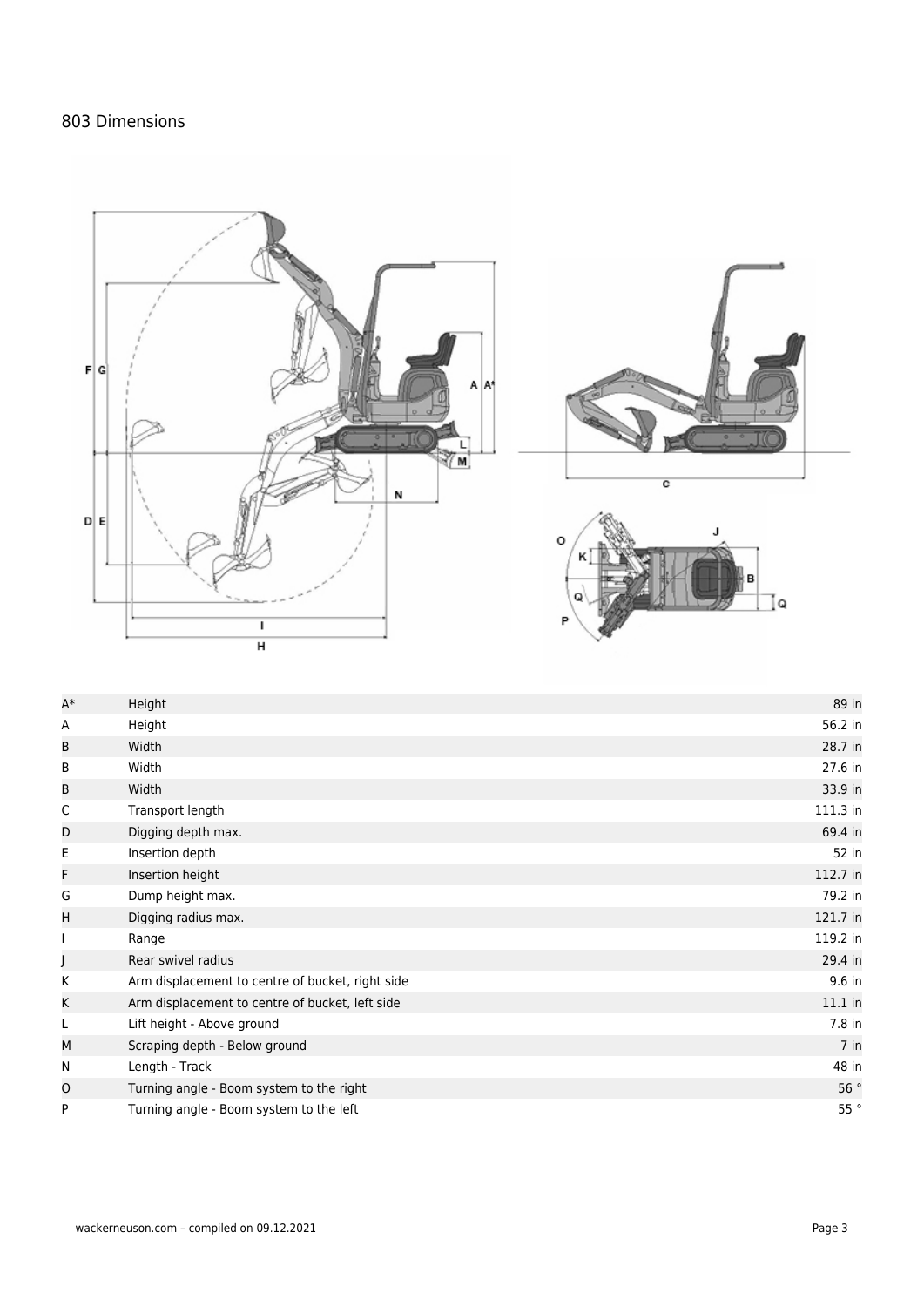# 803 Dimensions

| | | |
|---|---|---|
| A* | Height | 89 in |
| A | Height | 56.2 in |
| B | Width | 28.7 in |
| B | Width | 27.6 in |
| B | Width | 33.9 in |
| C | Transport length | 111.3 in |
| D | Digging depth max. | 69.4 in |
| E | Insertion depth | 52 in |
| F | Insertion height | 112.7 in |
| G | Dump height max. | 79.2 in |
| H | Digging radius max. | 121.7 in |
| I | Range | 119.2 in |
| J | Rear swivel radius | 29.4 in |
| K | Arm displacement to centre of bucket, right side | 9.6 in |
| K | Arm displacement to centre of bucket, left side | 11.1 in |
| L | Lift height - Above ground | 7.8 in |
| M | Scraping depth - Below ground | 7 in |
| N | Length - Track | 48 in |
| O | Turning angle - Boom system to the right | 56 ° |
| P | Turning angle - Boom system to the left | 55 ° |

wackerneuson.com – compiled on 09.12.2021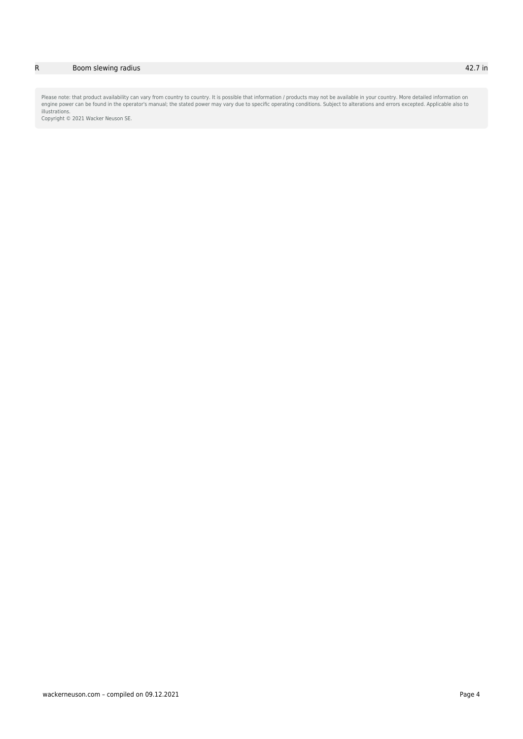| | | |
|---|---|---|
| R | Boom slewing radius | 42.7 in |

Please note: that product availability can vary from country to country. It is possible that information / products may not be available in your country. More detailed information on engine power can be found in the operator's manual; the stated power may vary due to specific operating conditions. Subject to alterations and errors excepted. Applicable also to illustrations.
Copyright © 2021 Wacker Neuson SE.